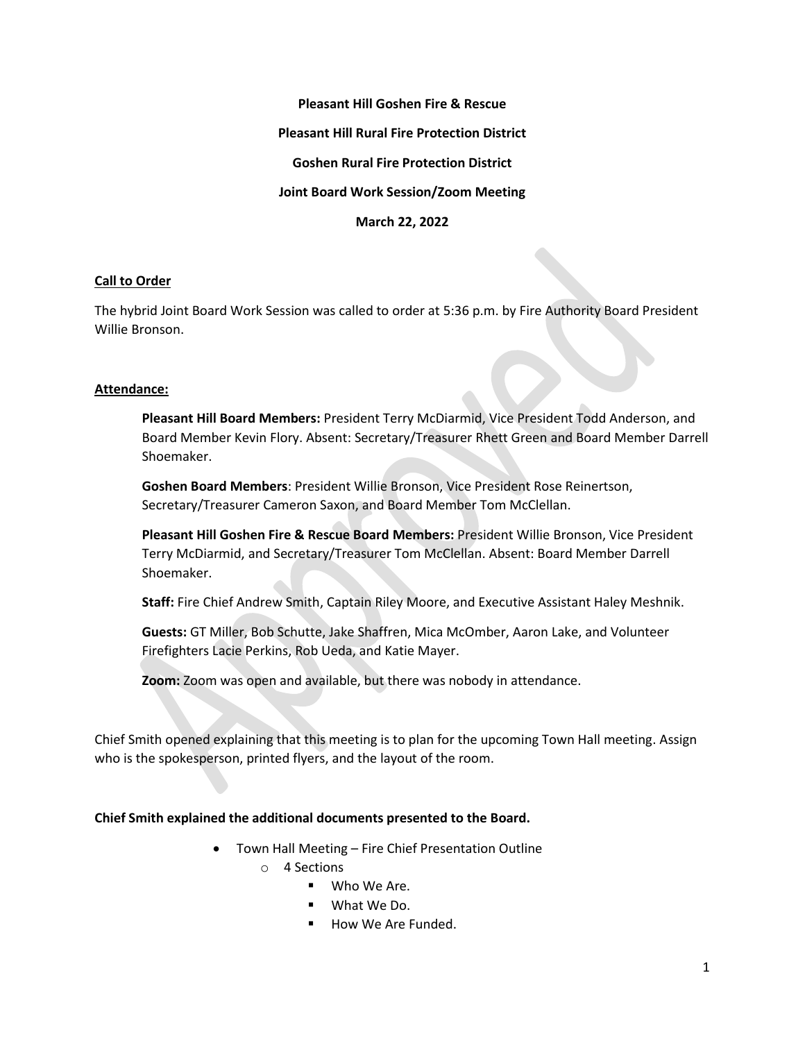**Pleasant Hill Goshen Fire & Rescue**

**Pleasant Hill Rural Fire Protection District**

**Goshen Rural Fire Protection District**

**Joint Board Work Session/Zoom Meeting**

**March 22, 2022**

**Call to Order**

The hybrid Joint Board Work Session was called to order at 5:36 p.m. by Fire Authority Board President Willie Bronson.

**Attendance:**

**Pleasant Hill Board Members:** President Terry McDiarmid, Vice President Todd Anderson, and Board Member Kevin Flory. Absent: Secretary/Treasurer Rhett Green and Board Member Darrell Shoemaker.

**Goshen Board Members**: President Willie Bronson, Vice President Rose Reinertson, Secretary/Treasurer Cameron Saxon, and Board Member Tom McClellan.

**Pleasant Hill Goshen Fire & Rescue Board Members:** President Willie Bronson, Vice President Terry McDiarmid, and Secretary/Treasurer Tom McClellan. Absent: Board Member Darrell Shoemaker.

**Staff:** Fire Chief Andrew Smith, Captain Riley Moore, and Executive Assistant Haley Meshnik.

**Guests:** GT Miller, Bob Schutte, Jake Shaffren, Mica McOmber, Aaron Lake, and Volunteer Firefighters Lacie Perkins, Rob Ueda, and Katie Mayer.

**Zoom:** Zoom was open and available, but there was nobody in attendance.

Chief Smith opened explaining that this meeting is to plan for the upcoming Town Hall meeting. Assign who is the spokesperson, printed flyers, and the layout of the room.

**Chief Smith explained the additional documents presented to the Board.**

- Town Hall Meeting – Fire Chief Presentation Outline
  - 4 Sections
    - Who We Are.
    - What We Do.
    - How We Are Funded.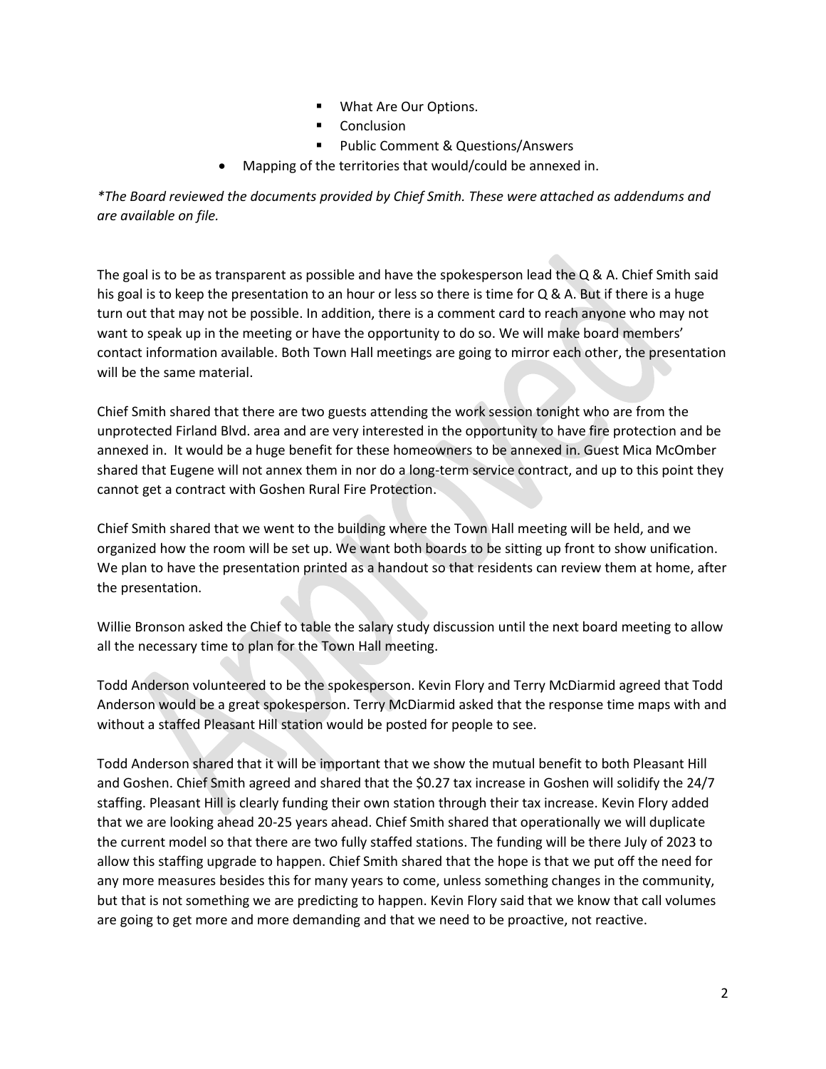- What Are Our Options.
    - Conclusion
    - Public Comment & Questions/Answers
- Mapping of the territories that would/could be annexed in.

*\*The Board reviewed the documents provided by Chief Smith. These were attached as addendums and are available on file.*

The goal is to be as transparent as possible and have the spokesperson lead the Q & A. Chief Smith said his goal is to keep the presentation to an hour or less so there is time for Q & A. But if there is a huge turn out that may not be possible. In addition, there is a comment card to reach anyone who may not want to speak up in the meeting or have the opportunity to do so. We will make board members' contact information available. Both Town Hall meetings are going to mirror each other, the presentation will be the same material.

Chief Smith shared that there are two guests attending the work session tonight who are from the unprotected Firland Blvd. area and are very interested in the opportunity to have fire protection and be annexed in. It would be a huge benefit for these homeowners to be annexed in. Guest Mica McOmber shared that Eugene will not annex them in nor do a long-term service contract, and up to this point they cannot get a contract with Goshen Rural Fire Protection.

Chief Smith shared that we went to the building where the Town Hall meeting will be held, and we organized how the room will be set up. We want both boards to be sitting up front to show unification. We plan to have the presentation printed as a handout so that residents can review them at home, after the presentation.

Willie Bronson asked the Chief to table the salary study discussion until the next board meeting to allow all the necessary time to plan for the Town Hall meeting.

Todd Anderson volunteered to be the spokesperson. Kevin Flory and Terry McDiarmid agreed that Todd Anderson would be a great spokesperson. Terry McDiarmid asked that the response time maps with and without a staffed Pleasant Hill station would be posted for people to see.

Todd Anderson shared that it will be important that we show the mutual benefit to both Pleasant Hill and Goshen. Chief Smith agreed and shared that the $0.27 tax increase in Goshen will solidify the 24/7 staffing. Pleasant Hill is clearly funding their own station through their tax increase. Kevin Flory added that we are looking ahead 20-25 years ahead. Chief Smith shared that operationally we will duplicate the current model so that there are two fully staffed stations. The funding will be there July of 2023 to allow this staffing upgrade to happen. Chief Smith shared that the hope is that we put off the need for any more measures besides this for many years to come, unless something changes in the community, but that is not something we are predicting to happen. Kevin Flory said that we know that call volumes are going to get more and more demanding and that we need to be proactive, not reactive.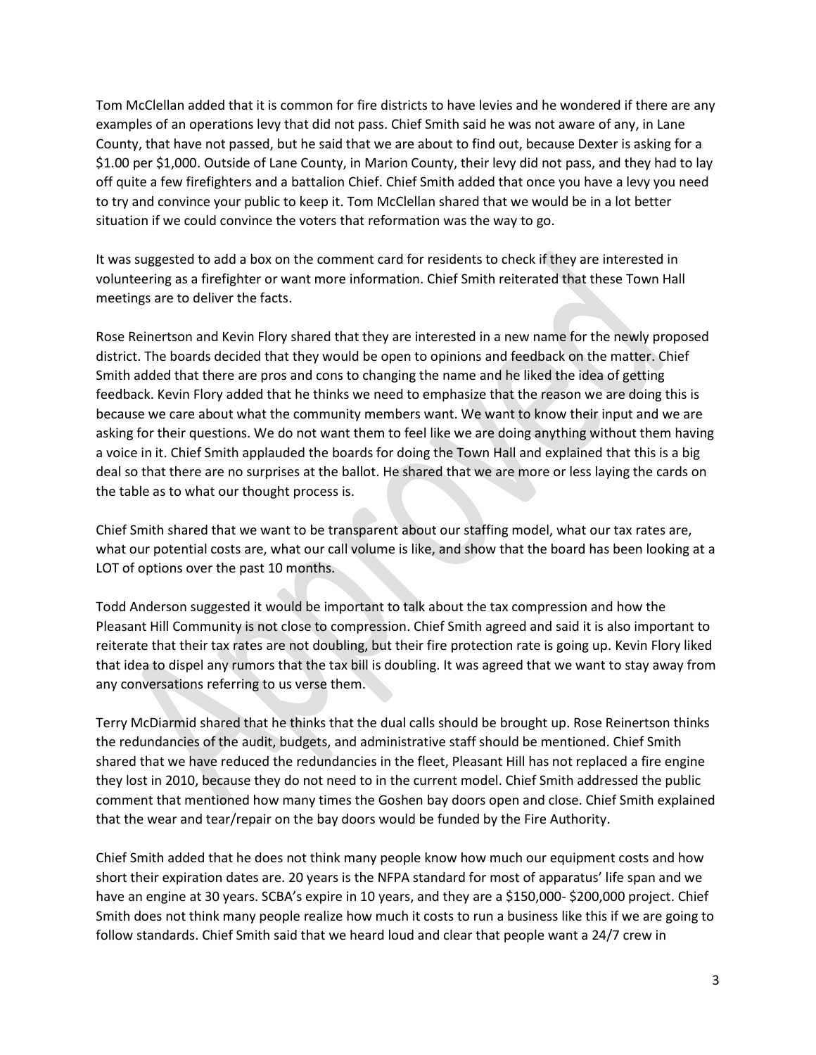Tom McClellan added that it is common for fire districts to have levies and he wondered if there are any examples of an operations levy that did not pass. Chief Smith said he was not aware of any, in Lane County, that have not passed, but he said that we are about to find out, because Dexter is asking for a $1.00 per $1,000. Outside of Lane County, in Marion County, their levy did not pass, and they had to lay off quite a few firefighters and a battalion Chief. Chief Smith added that once you have a levy you need to try and convince your public to keep it. Tom McClellan shared that we would be in a lot better situation if we could convince the voters that reformation was the way to go.

It was suggested to add a box on the comment card for residents to check if they are interested in volunteering as a firefighter or want more information. Chief Smith reiterated that these Town Hall meetings are to deliver the facts.

Rose Reinertson and Kevin Flory shared that they are interested in a new name for the newly proposed district. The boards decided that they would be open to opinions and feedback on the matter. Chief Smith added that there are pros and cons to changing the name and he liked the idea of getting feedback. Kevin Flory added that he thinks we need to emphasize that the reason we are doing this is because we care about what the community members want. We want to know their input and we are asking for their questions. We do not want them to feel like we are doing anything without them having a voice in it. Chief Smith applauded the boards for doing the Town Hall and explained that this is a big deal so that there are no surprises at the ballot. He shared that we are more or less laying the cards on the table as to what our thought process is.

Chief Smith shared that we want to be transparent about our staffing model, what our tax rates are, what our potential costs are, what our call volume is like, and show that the board has been looking at a LOT of options over the past 10 months.

Todd Anderson suggested it would be important to talk about the tax compression and how the Pleasant Hill Community is not close to compression. Chief Smith agreed and said it is also important to reiterate that their tax rates are not doubling, but their fire protection rate is going up. Kevin Flory liked that idea to dispel any rumors that the tax bill is doubling. It was agreed that we want to stay away from any conversations referring to us verse them.

Terry McDiarmid shared that he thinks that the dual calls should be brought up. Rose Reinertson thinks the redundancies of the audit, budgets, and administrative staff should be mentioned. Chief Smith shared that we have reduced the redundancies in the fleet, Pleasant Hill has not replaced a fire engine they lost in 2010, because they do not need to in the current model. Chief Smith addressed the public comment that mentioned how many times the Goshen bay doors open and close. Chief Smith explained that the wear and tear/repair on the bay doors would be funded by the Fire Authority.

Chief Smith added that he does not think many people know how much our equipment costs and how short their expiration dates are. 20 years is the NFPA standard for most of apparatus' life span and we have an engine at 30 years. SCBA's expire in 10 years, and they are a $150,000- $200,000 project. Chief Smith does not think many people realize how much it costs to run a business like this if we are going to follow standards. Chief Smith said that we heard loud and clear that people want a 24/7 crew in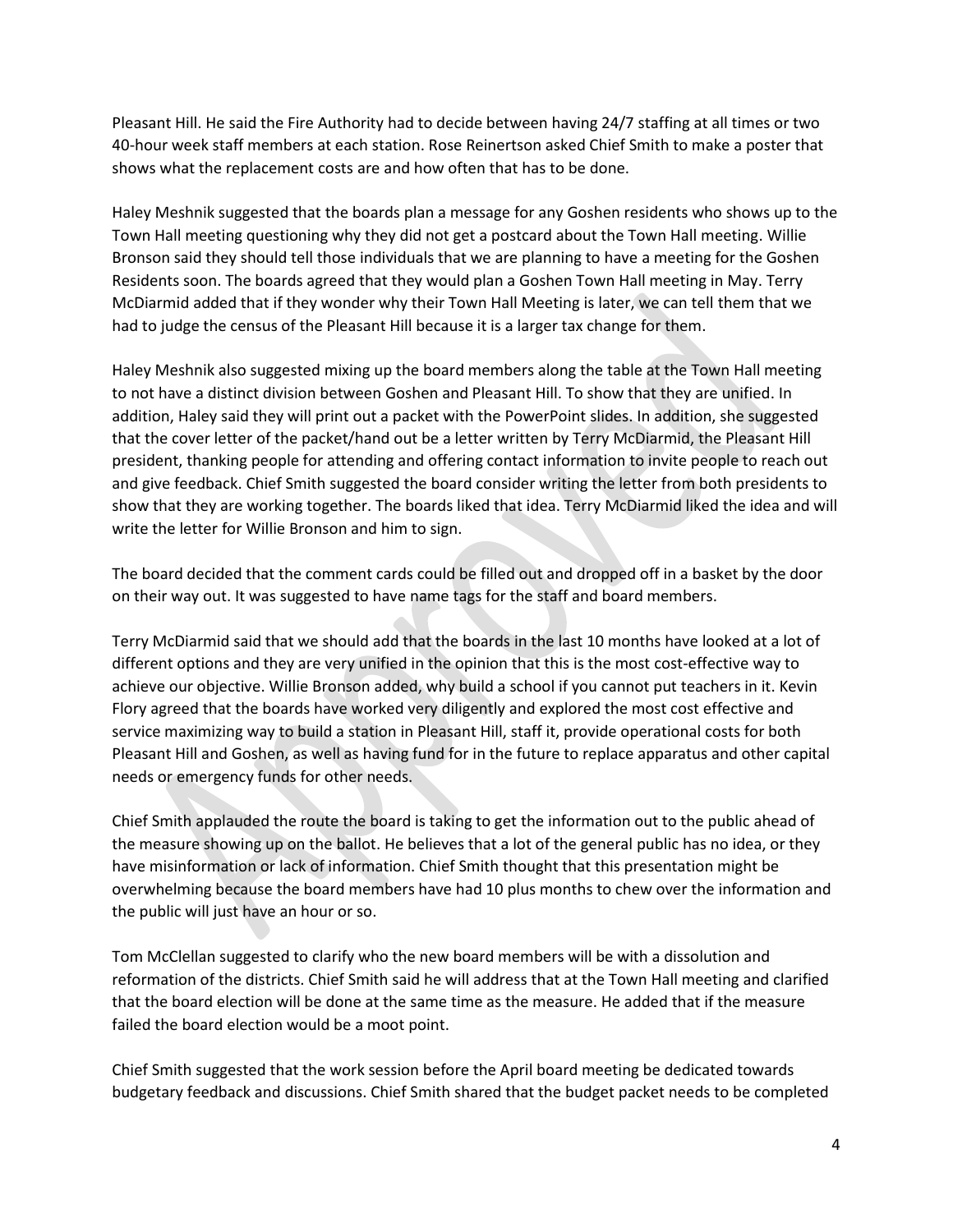Pleasant Hill. He said the Fire Authority had to decide between having 24/7 staffing at all times or two 40-hour week staff members at each station. Rose Reinertson asked Chief Smith to make a poster that shows what the replacement costs are and how often that has to be done.

Haley Meshnik suggested that the boards plan a message for any Goshen residents who shows up to the Town Hall meeting questioning why they did not get a postcard about the Town Hall meeting. Willie Bronson said they should tell those individuals that we are planning to have a meeting for the Goshen Residents soon. The boards agreed that they would plan a Goshen Town Hall meeting in May. Terry McDiarmid added that if they wonder why their Town Hall Meeting is later, we can tell them that we had to judge the census of the Pleasant Hill because it is a larger tax change for them.

Haley Meshnik also suggested mixing up the board members along the table at the Town Hall meeting to not have a distinct division between Goshen and Pleasant Hill. To show that they are unified. In addition, Haley said they will print out a packet with the PowerPoint slides. In addition, she suggested that the cover letter of the packet/hand out be a letter written by Terry McDiarmid, the Pleasant Hill president, thanking people for attending and offering contact information to invite people to reach out and give feedback. Chief Smith suggested the board consider writing the letter from both presidents to show that they are working together. The boards liked that idea. Terry McDiarmid liked the idea and will write the letter for Willie Bronson and him to sign.

The board decided that the comment cards could be filled out and dropped off in a basket by the door on their way out. It was suggested to have name tags for the staff and board members.

Terry McDiarmid said that we should add that the boards in the last 10 months have looked at a lot of different options and they are very unified in the opinion that this is the most cost-effective way to achieve our objective. Willie Bronson added, why build a school if you cannot put teachers in it. Kevin Flory agreed that the boards have worked very diligently and explored the most cost effective and service maximizing way to build a station in Pleasant Hill, staff it, provide operational costs for both Pleasant Hill and Goshen, as well as having fund for in the future to replace apparatus and other capital needs or emergency funds for other needs.

Chief Smith applauded the route the board is taking to get the information out to the public ahead of the measure showing up on the ballot. He believes that a lot of the general public has no idea, or they have misinformation or lack of information. Chief Smith thought that this presentation might be overwhelming because the board members have had 10 plus months to chew over the information and the public will just have an hour or so.

Tom McClellan suggested to clarify who the new board members will be with a dissolution and reformation of the districts. Chief Smith said he will address that at the Town Hall meeting and clarified that the board election will be done at the same time as the measure. He added that if the measure failed the board election would be a moot point.

Chief Smith suggested that the work session before the April board meeting be dedicated towards budgetary feedback and discussions. Chief Smith shared that the budget packet needs to be completed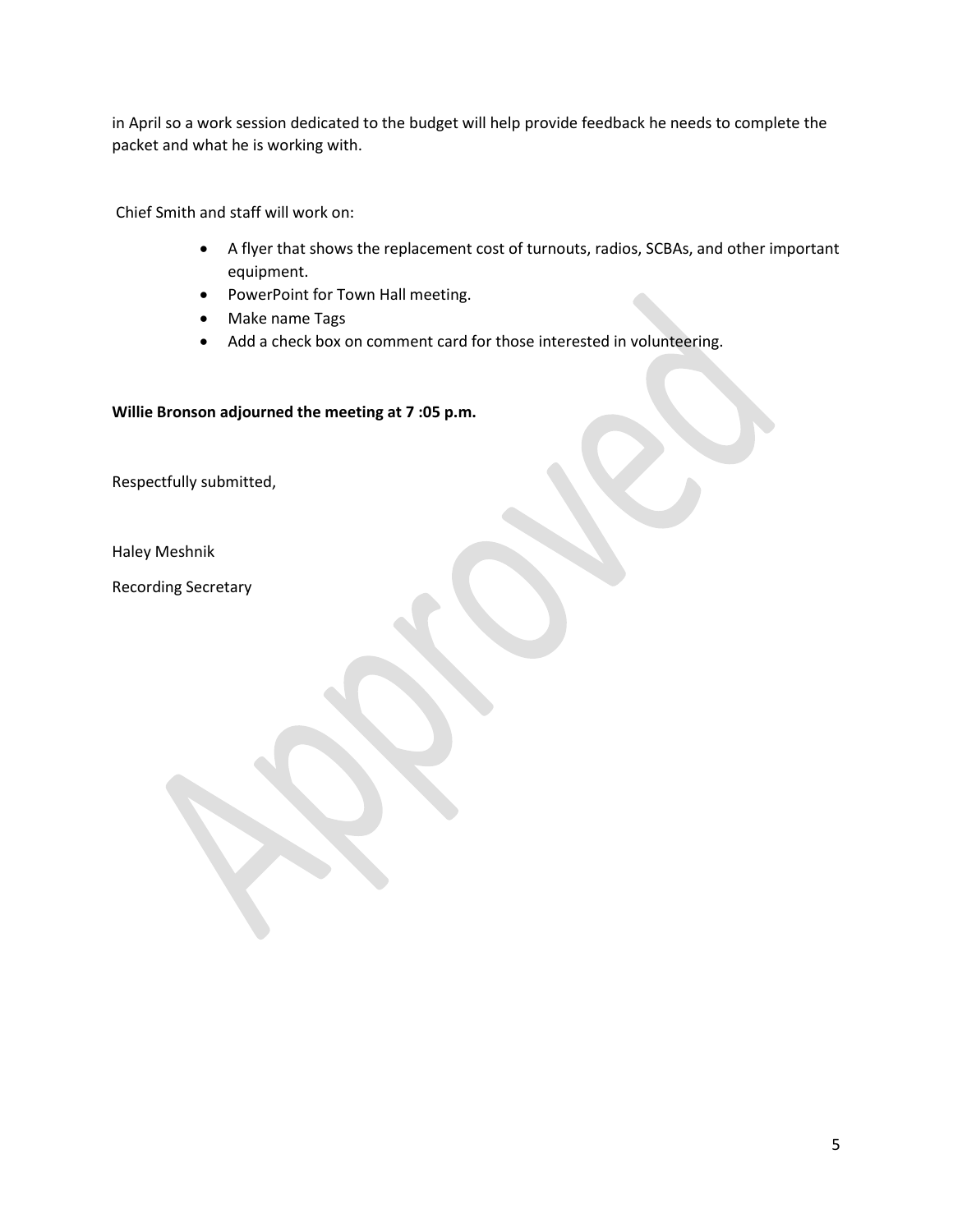in April so a work session dedicated to the budget will help provide feedback he needs to complete the packet and what he is working with.

Chief Smith and staff will work on:

- A flyer that shows the replacement cost of turnouts, radios, SCBAs, and other important equipment.
- PowerPoint for Town Hall meeting.
- Make name Tags
- Add a check box on comment card for those interested in volunteering.

**Willie Bronson adjourned the meeting at 7 :05 p.m.**

Respectfully submitted,

Haley Meshnik

Recording Secretary